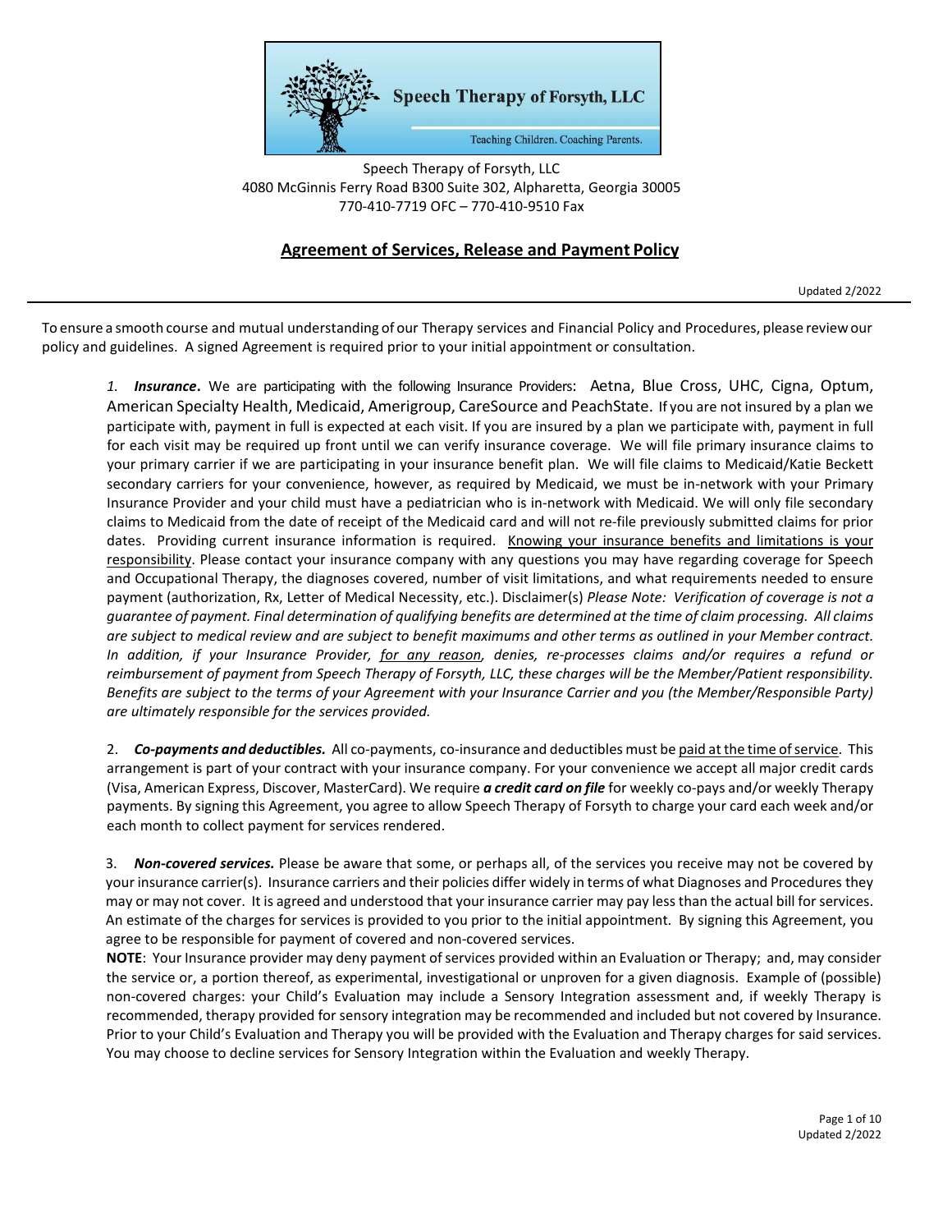Speech Therapy of Forsyth, LLC

Teaching Children. Coaching Parents.

Speech Therapy of Forsyth, LLC
4080 McGinnis Ferry Road B300 Suite 302, Alpharetta, Georgia 30005
770-410-7719 OFC – 770-410-9510 Fax

## Agreement of Services, Release and Payment Policy

Updated 2/2022

To ensure a smooth course and mutual understanding of our Therapy services and Financial Policy and Procedures, please review our policy and guidelines. A signed Agreement is required prior to your initial appointment or consultation.

*1.* ***Insurance*****.** We are participating with the following Insurance Providers: Aetna, Blue Cross, UHC, Cigna, Optum, American Specialty Health, Medicaid, Amerigroup, CareSource and PeachState. If you are not insured by a plan we participate with, payment in full is expected at each visit. If you are insured by a plan we participate with, payment in full for each visit may be required up front until we can verify insurance coverage. We will file primary insurance claims to your primary carrier if we are participating in your insurance benefit plan. We will file claims to Medicaid/Katie Beckett secondary carriers for your convenience, however, as required by Medicaid, we must be in-network with your Primary Insurance Provider and your child must have a pediatrician who is in-network with Medicaid. We will only file secondary claims to Medicaid from the date of receipt of the Medicaid card and will not re-file previously submitted claims for prior dates. Providing current insurance information is required. <u>Knowing your insurance benefits and limitations is your responsibility</u>. Please contact your insurance company with any questions you may have regarding coverage for Speech and Occupational Therapy, the diagnoses covered, number of visit limitations, and what requirements needed to ensure payment (authorization, Rx, Letter of Medical Necessity, etc.). Disclaimer(s) *Please Note: Verification of coverage is not a guarantee of payment. Final determination of qualifying benefits are determined at the time of claim processing. All claims are subject to medical review and are subject to benefit maximums and other terms as outlined in your Member contract. In addition, if your Insurance Provider, <u>for any reason</u>, denies, re-processes claims and/or requires a refund or reimbursement of payment from Speech Therapy of Forsyth, LLC, these charges will be the Member/Patient responsibility. Benefits are subject to the terms of your Agreement with your Insurance Carrier and you (the Member/Responsible Party) are ultimately responsible for the services provided.*

2. ***Co-payments and deductibles.*** All co-payments, co-insurance and deductibles must be <u>paid at the time of service</u>. This arrangement is part of your contract with your insurance company. For your convenience we accept all major credit cards (Visa, American Express, Discover, MasterCard). We require ***a credit card on file*** for weekly co-pays and/or weekly Therapy payments. By signing this Agreement, you agree to allow Speech Therapy of Forsyth to charge your card each week and/or each month to collect payment for services rendered.

3. ***Non-covered services.*** Please be aware that some, or perhaps all, of the services you receive may not be covered by your insurance carrier(s). Insurance carriers and their policies differ widely in terms of what Diagnoses and Procedures they may or may not cover. It is agreed and understood that your insurance carrier may pay less than the actual bill for services. An estimate of the charges for services is provided to you prior to the initial appointment. By signing this Agreement, you agree to be responsible for payment of covered and non-covered services.

**NOTE**: Your Insurance provider may deny payment of services provided within an Evaluation or Therapy; and, may consider the service or, a portion thereof, as experimental, investigational or unproven for a given diagnosis. Example of (possible) non-covered charges: your Child's Evaluation may include a Sensory Integration assessment and, if weekly Therapy is recommended, therapy provided for sensory integration may be recommended and included but not covered by Insurance. Prior to your Child's Evaluation and Therapy you will be provided with the Evaluation and Therapy charges for said services. You may choose to decline services for Sensory Integration within the Evaluation and weekly Therapy.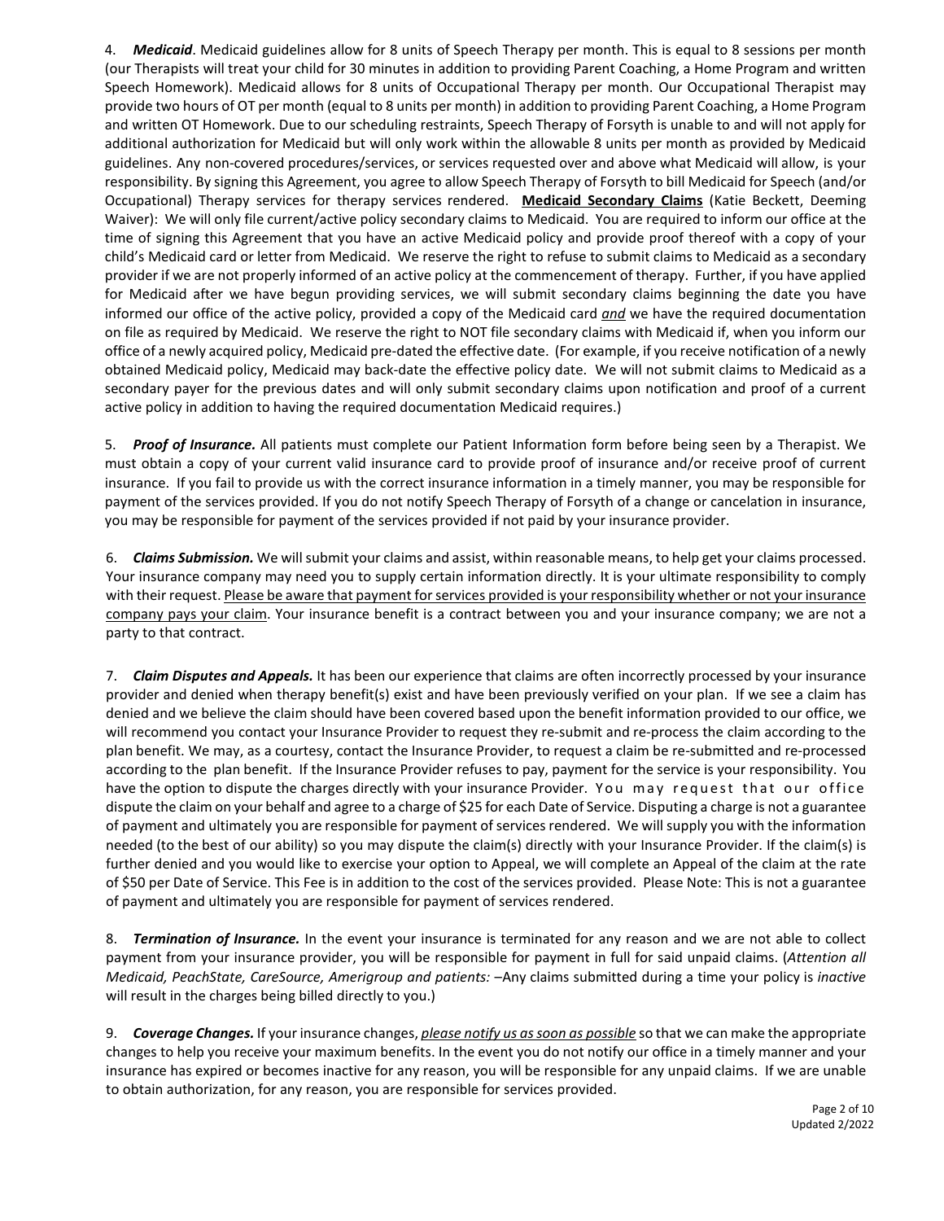4. ***Medicaid***. Medicaid guidelines allow for 8 units of Speech Therapy per month. This is equal to 8 sessions per month (our Therapists will treat your child for 30 minutes in addition to providing Parent Coaching, a Home Program and written Speech Homework). Medicaid allows for 8 units of Occupational Therapy per month. Our Occupational Therapist may provide two hours of OT per month (equal to 8 units per month) in addition to providing Parent Coaching, a Home Program and written OT Homework. Due to our scheduling restraints, Speech Therapy of Forsyth is unable to and will not apply for additional authorization for Medicaid but will only work within the allowable 8 units per month as provided by Medicaid guidelines. Any non-covered procedures/services, or services requested over and above what Medicaid will allow, is your responsibility. By signing this Agreement, you agree to allow Speech Therapy of Forsyth to bill Medicaid for Speech (and/or Occupational) Therapy services for therapy services rendered. **<u>Medicaid Secondary Claims</u>** (Katie Beckett, Deeming Waiver): We will only file current/active policy secondary claims to Medicaid. You are required to inform our office at the time of signing this Agreement that you have an active Medicaid policy and provide proof thereof with a copy of your child's Medicaid card or letter from Medicaid. We reserve the right to refuse to submit claims to Medicaid as a secondary provider if we are not properly informed of an active policy at the commencement of therapy. Further, if you have applied for Medicaid after we have begun providing services, we will submit secondary claims beginning the date you have informed our office of the active policy, provided a copy of the Medicaid card <u>*and*</u> we have the required documentation on file as required by Medicaid. We reserve the right to NOT file secondary claims with Medicaid if, when you inform our office of a newly acquired policy, Medicaid pre-dated the effective date. (For example, if you receive notification of a newly obtained Medicaid policy, Medicaid may back-date the effective policy date. We will not submit claims to Medicaid as a secondary payer for the previous dates and will only submit secondary claims upon notification and proof of a current active policy in addition to having the required documentation Medicaid requires.)

5. ***Proof of Insurance.*** All patients must complete our Patient Information form before being seen by a Therapist. We must obtain a copy of your current valid insurance card to provide proof of insurance and/or receive proof of current insurance. If you fail to provide us with the correct insurance information in a timely manner, you may be responsible for payment of the services provided. If you do not notify Speech Therapy of Forsyth of a change or cancelation in insurance, you may be responsible for payment of the services provided if not paid by your insurance provider.

6. ***Claims Submission.*** We will submit your claims and assist, within reasonable means, to help get your claims processed. Your insurance company may need you to supply certain information directly. It is your ultimate responsibility to comply with their request. <u>Please be aware that payment for services provided is your responsibility whether or not your insurance company pays your claim</u>. Your insurance benefit is a contract between you and your insurance company; we are not a party to that contract.

7. ***Claim Disputes and Appeals.*** It has been our experience that claims are often incorrectly processed by your insurance provider and denied when therapy benefit(s) exist and have been previously verified on your plan. If we see a claim has denied and we believe the claim should have been covered based upon the benefit information provided to our office, we will recommend you contact your Insurance Provider to request they re-submit and re-process the claim according to the plan benefit. We may, as a courtesy, contact the Insurance Provider, to request a claim be re-submitted and re-processed according to the plan benefit. If the Insurance Provider refuses to pay, payment for the service is your responsibility. You have the option to dispute the charges directly with your insurance Provider. You may request that our office dispute the claim on your behalf and agree to a charge of $25 for each Date of Service. Disputing a charge is not a guarantee of payment and ultimately you are responsible for payment of services rendered. We will supply you with the information needed (to the best of our ability) so you may dispute the claim(s) directly with your Insurance Provider. If the claim(s) is further denied and you would like to exercise your option to Appeal, we will complete an Appeal of the claim at the rate of $50 per Date of Service. This Fee is in addition to the cost of the services provided. Please Note: This is not a guarantee of payment and ultimately you are responsible for payment of services rendered.

8. ***Termination of Insurance.*** In the event your insurance is terminated for any reason and we are not able to collect payment from your insurance provider, you will be responsible for payment in full for said unpaid claims. (*Attention all Medicaid, PeachState, CareSource, Amerigroup and patients:* –Any claims submitted during a time your policy is *inactive* will result in the charges being billed directly to you.)

9. ***Coverage Changes.*** If your insurance changes, <u>*please notify us as soon as possible*</u> so that we can make the appropriate changes to help you receive your maximum benefits. In the event you do not notify our office in a timely manner and your insurance has expired or becomes inactive for any reason, you will be responsible for any unpaid claims. If we are unable to obtain authorization, for any reason, you are responsible for services provided.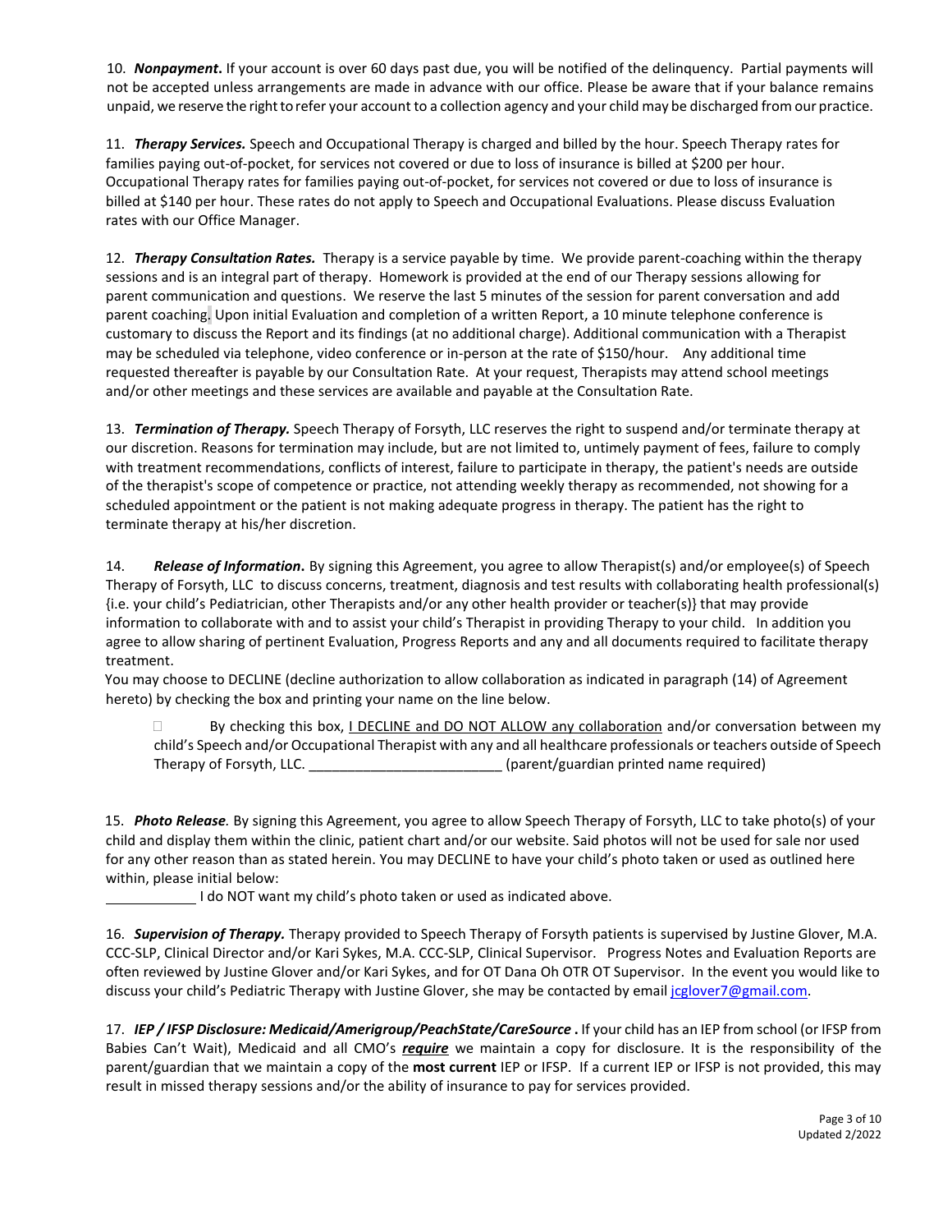10. ***Nonpayment***. If your account is over 60 days past due, you will be notified of the delinquency. Partial payments will not be accepted unless arrangements are made in advance with our office. Please be aware that if your balance remains unpaid, we reserve the right to refer your account to a collection agency and your child may be discharged from our practice.

11. ***Therapy Services.*** Speech and Occupational Therapy is charged and billed by the hour. Speech Therapy rates for families paying out-of-pocket, for services not covered or due to loss of insurance is billed at $200 per hour. Occupational Therapy rates for families paying out-of-pocket, for services not covered or due to loss of insurance is billed at $140 per hour. These rates do not apply to Speech and Occupational Evaluations. Please discuss Evaluation rates with our Office Manager.

12. ***Therapy Consultation Rates.*** Therapy is a service payable by time. We provide parent-coaching within the therapy sessions and is an integral part of therapy. Homework is provided at the end of our Therapy sessions allowing for parent communication and questions. We reserve the last 5 minutes of the session for parent conversation and add parent coaching. Upon initial Evaluation and completion of a written Report, a 10 minute telephone conference is customary to discuss the Report and its findings (at no additional charge). Additional communication with a Therapist may be scheduled via telephone, video conference or in-person at the rate of $150/hour. Any additional time requested thereafter is payable by our Consultation Rate. At your request, Therapists may attend school meetings and/or other meetings and these services are available and payable at the Consultation Rate.

13. ***Termination of Therapy.*** Speech Therapy of Forsyth, LLC reserves the right to suspend and/or terminate therapy at our discretion. Reasons for termination may include, but are not limited to, untimely payment of fees, failure to comply with treatment recommendations, conflicts of interest, failure to participate in therapy, the patient's needs are outside of the therapist's scope of competence or practice, not attending weekly therapy as recommended, not showing for a scheduled appointment or the patient is not making adequate progress in therapy. The patient has the right to terminate therapy at his/her discretion.

14. ***Release of Information***. By signing this Agreement, you agree to allow Therapist(s) and/or employee(s) of Speech Therapy of Forsyth, LLC to discuss concerns, treatment, diagnosis and test results with collaborating health professional(s) {i.e. your child's Pediatrician, other Therapists and/or any other health provider or teacher(s)} that may provide information to collaborate with and to assist your child's Therapist in providing Therapy to your child. In addition you agree to allow sharing of pertinent Evaluation, Progress Reports and any and all documents required to facilitate therapy treatment.

You may choose to DECLINE (decline authorization to allow collaboration as indicated in paragraph (14) of Agreement hereto) by checking the box and printing your name on the line below.

☐ By checking this box, <u>I DECLINE and DO NOT ALLOW any collaboration</u> and/or conversation between my child's Speech and/or Occupational Therapist with any and all healthcare professionals or teachers outside of Speech Therapy of Forsyth, LLC. _________________________ (parent/guardian printed name required)

15. ***Photo Release.*** By signing this Agreement, you agree to allow Speech Therapy of Forsyth, LLC to take photo(s) of your child and display them within the clinic, patient chart and/or our website. Said photos will not be used for sale nor used for any other reason than as stated herein. You may DECLINE to have your child's photo taken or used as outlined here within, please initial below:

____________ I do NOT want my child's photo taken or used as indicated above.

16. ***Supervision of Therapy.*** Therapy provided to Speech Therapy of Forsyth patients is supervised by Justine Glover, M.A. CCC-SLP, Clinical Director and/or Kari Sykes, M.A. CCC-SLP, Clinical Supervisor. Progress Notes and Evaluation Reports are often reviewed by Justine Glover and/or Kari Sykes, and for OT Dana Oh OTR OT Supervisor. In the event you would like to discuss your child's Pediatric Therapy with Justine Glover, she may be contacted by email jcglover7@gmail.com.

17. ***IEP / IFSP Disclosure: Medicaid/Amerigroup/PeachState/CareSource*** **.** If your child has an IEP from school (or IFSP from Babies Can't Wait), Medicaid and all CMO's ***<u>require</u>*** we maintain a copy for disclosure. It is the responsibility of the parent/guardian that we maintain a copy of the **most current** IEP or IFSP. If a current IEP or IFSP is not provided, this may result in missed therapy sessions and/or the ability of insurance to pay for services provided.

Updated 2/2022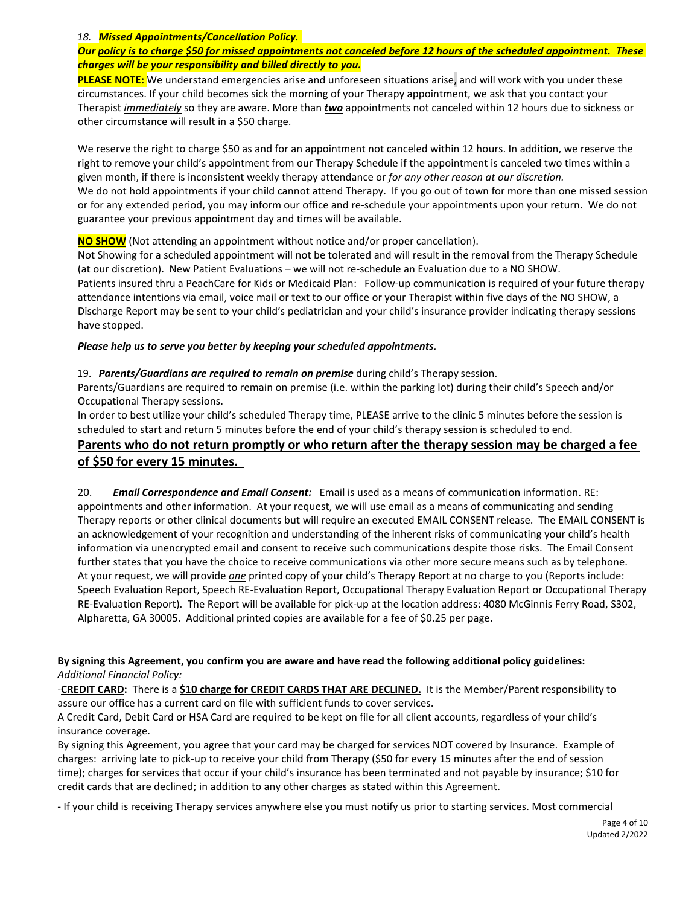18. ***Missed Appointments/Cancellation Policy.***

***Our <u>policy is to charge $50 for missed appointments not canceled before 12 hours of the scheduled appo</u>intment. These charges will be your responsibility and billed directly to you.***

**PLEASE NOTE:** We understand emergencies arise and unforeseen situations arise, and will work with you under these circumstances. If your child becomes sick the morning of your Therapy appointment, we ask that you contact your Therapist *<u>immediately</u>* so they are aware. More than ***<u>two</u>*** appointments not canceled within 12 hours due to sickness or other circumstance will result in a $50 charge.

We reserve the right to charge $50 as and for an appointment not canceled within 12 hours. In addition, we reserve the right to remove your child's appointment from our Therapy Schedule if the appointment is canceled two times within a given month, if there is inconsistent weekly therapy attendance or *for any other reason at our discretion.*
We do not hold appointments if your child cannot attend Therapy. If you go out of town for more than one missed session or for any extended period, you may inform our office and re-schedule your appointments upon your return. We do not guarantee your previous appointment day and times will be available.

**<u>NO SHOW</u>** (Not attending an appointment without notice and/or proper cancellation).
Not Showing for a scheduled appointment will not be tolerated and will result in the removal from the Therapy Schedule (at our discretion). New Patient Evaluations – we will not re-schedule an Evaluation due to a NO SHOW.
Patients insured thru a PeachCare for Kids or Medicaid Plan: Follow-up communication is required of your future therapy attendance intentions via email, voice mail or text to our office or your Therapist within five days of the NO SHOW, a Discharge Report may be sent to your child's pediatrician and your child's insurance provider indicating therapy sessions have stopped.

***Please help us to serve you better by keeping your scheduled appointments.***

19. ***Parents/Guardians are required to remain on premise*** during child's Therapy session.
Parents/Guardians are required to remain on premise (i.e. within the parking lot) during their child's Speech and/or Occupational Therapy sessions.
In order to best utilize your child's scheduled Therapy time, PLEASE arrive to the clinic 5 minutes before the session is scheduled to start and return 5 minutes before the end of your child's therapy session is scheduled to end.

**<u>Parents who do not return promptly or who return after the therapy session may be charged a fee of $50 for every 15 minutes.</u>**

20. ***Email Correspondence and Email Consent:*** Email is used as a means of communication information. RE: appointments and other information. At your request, we will use email as a means of communicating and sending Therapy reports or other clinical documents but will require an executed EMAIL CONSENT release. The EMAIL CONSENT is an acknowledgement of your recognition and understanding of the inherent risks of communicating your child's health information via unencrypted email and consent to receive such communications despite those risks. The Email Consent further states that you have the choice to receive communications via other more secure means such as by telephone. At your request, we will provide *<u>one</u>* printed copy of your child's Therapy Report at no charge to you (Reports include: Speech Evaluation Report, Speech RE-Evaluation Report, Occupational Therapy Evaluation Report or Occupational Therapy RE-Evaluation Report). The Report will be available for pick-up at the location address: 4080 McGinnis Ferry Road, S302, Alpharetta, GA 30005. Additional printed copies are available for a fee of $0.25 per page.

**By signing this Agreement, you confirm you are aware and have read the following additional policy guidelines:**
*Additional Financial Policy:*

-**<u>CREDIT CARD</u>:** There is a **<u>$10 charge for CREDIT CARDS THAT ARE DECLINED.</u>** It is the Member/Parent responsibility to assure our office has a current card on file with sufficient funds to cover services.
A Credit Card, Debit Card or HSA Card are required to be kept on file for all client accounts, regardless of your child's insurance coverage.
By signing this Agreement, you agree that your card may be charged for services NOT covered by Insurance. Example of charges: arriving late to pick-up to receive your child from Therapy ($50 for every 15 minutes after the end of session time); charges for services that occur if your child's insurance has been terminated and not payable by insurance; $10 for credit cards that are declined; in addition to any other charges as stated within this Agreement.

- If your child is receiving Therapy services anywhere else you must notify us prior to starting services. Most commercial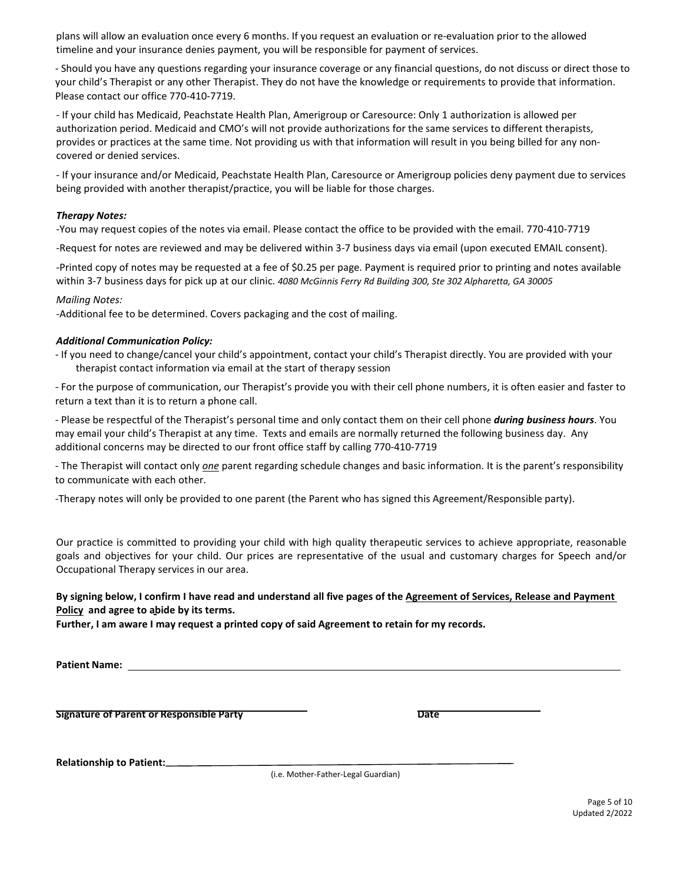plans will allow an evaluation once every 6 months. If you request an evaluation or re-evaluation prior to the allowed timeline and your insurance denies payment, you will be responsible for payment of services.

- Should you have any questions regarding your insurance coverage or any financial questions, do not discuss or direct those to your child's Therapist or any other Therapist. They do not have the knowledge or requirements to provide that information. Please contact our office 770-410-7719.

- If your child has Medicaid, Peachstate Health Plan, Amerigroup or Caresource: Only 1 authorization is allowed per authorization period. Medicaid and CMO's will not provide authorizations for the same services to different therapists, provides or practices at the same time. Not providing us with that information will result in you being billed for any non-covered or denied services.

- If your insurance and/or Medicaid, Peachstate Health Plan, Caresource or Amerigroup policies deny payment due to services being provided with another therapist/practice, you will be liable for those charges.

***Therapy Notes:***

-You may request copies of the notes via email. Please contact the office to be provided with the email. 770-410-7719

-Request for notes are reviewed and may be delivered within 3-7 business days via email (upon executed EMAIL consent).

-Printed copy of notes may be requested at a fee of $0.25 per page. Payment is required prior to printing and notes available within 3-7 business days for pick up at our clinic. *4080 McGinnis Ferry Rd Building 300, Ste 302 Alpharetta, GA 30005*

*Mailing Notes:*

-Additional fee to be determined. Covers packaging and the cost of mailing.

***Additional Communication Policy:***

- If you need to change/cancel your child's appointment, contact your child's Therapist directly. You are provided with your therapist contact information via email at the start of therapy session

- For the purpose of communication, our Therapist's provide you with their cell phone numbers, it is often easier and faster to return a text than it is to return a phone call.

- Please be respectful of the Therapist's personal time and only contact them on their cell phone ***during business hours***. You may email your child's Therapist at any time. Texts and emails are normally returned the following business day. Any additional concerns may be directed to our front office staff by calling 770-410-7719

- The Therapist will contact only *one* parent regarding schedule changes and basic information. It is the parent's responsibility to communicate with each other.

-Therapy notes will only be provided to one parent (the Parent who has signed this Agreement/Responsible party).

Our practice is committed to providing your child with high quality therapeutic services to achieve appropriate, reasonable goals and objectives for your child. Our prices are representative of the usual and customary charges for Speech and/or Occupational Therapy services in our area.

**By signing below, I confirm I have read and understand all five pages of the Agreement of Services, Release and Payment Policy and agree to abide by its terms.**
**Further, I am aware I may request a printed copy of said Agreement to retain for my records.**

**Patient Name:** ______________________________________________

**Signature of Parent or Responsible Party** ____________________ **Date** ____________

**Relationship to Patient:** ______________________________________
(i.e. Mother-Father-Legal Guardian)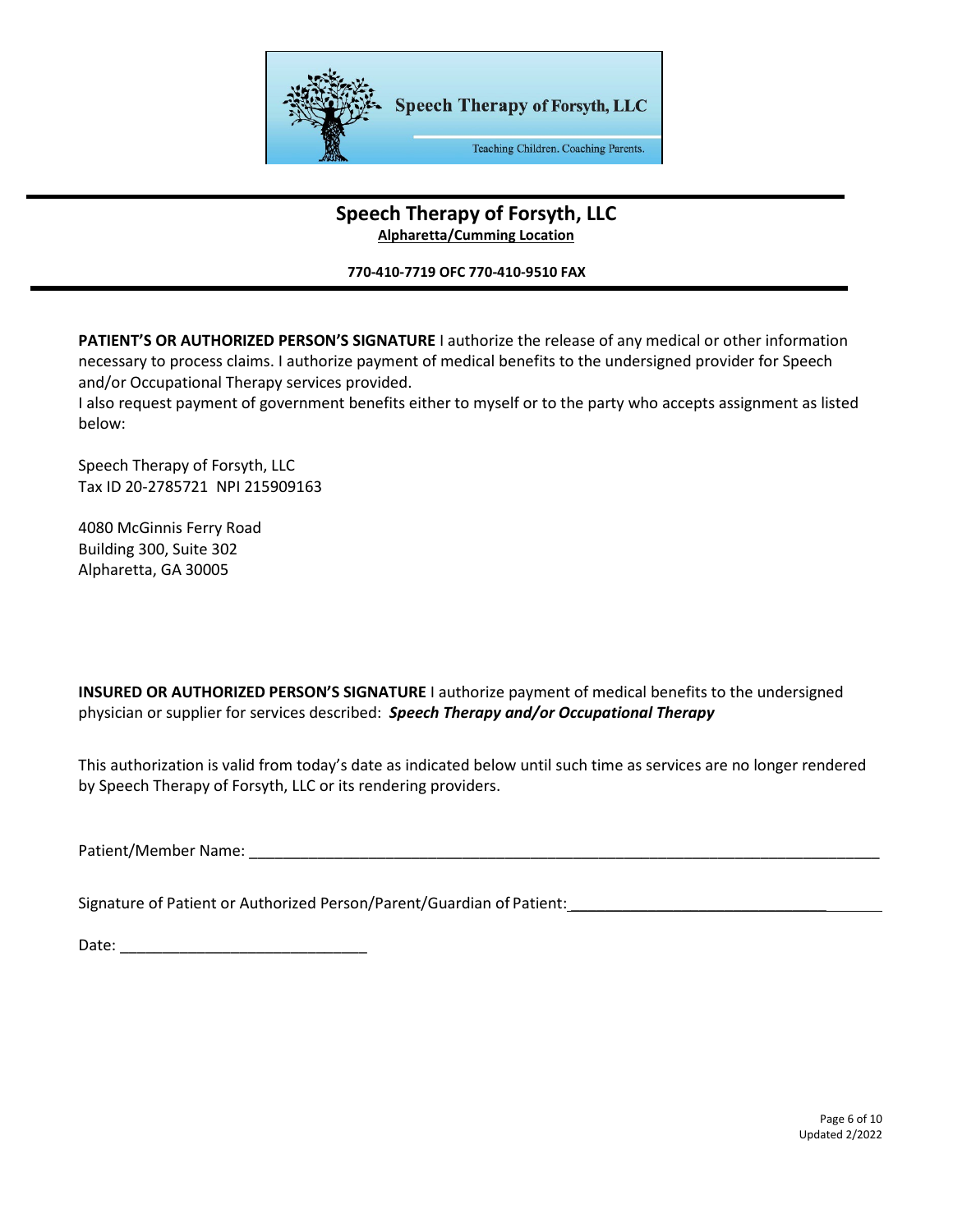# Speech Therapy of Forsyth, LLC

**Alphareta/Cumming Location**

**770-410-7719 OFC 770-410-9510 FAX**

**PATIENT'S OR AUTHORIZED PERSON'S SIGNATURE** I authorize the release of any medical or other information necessary to process claims. I authorize payment of medical benefits to the undersigned provider for Speech and/or Occupational Therapy services provided.
I also request payment of government benefits either to myself or to the party who accepts assignment as listed below:

Speech Therapy of Forsyth, LLC
Tax ID 20-2785721 NPI 215909163

4080 McGinnis Ferry Road
Building 300, Suite 302
Alpharetta, GA 30005

**INSURED OR AUTHORIZED PERSON'S SIGNATURE** I authorize payment of medical benefits to the undersigned physician or supplier for services described: ***Speech Therapy and/or Occupational Therapy***

This authorization is valid from today's date as indicated below until such time as services are no longer rendered by Speech Therapy of Forsyth, LLC or its rendering providers.

Patient/Member Name: ___________________________________________________________________________

Signature of Patient or Authorized Person/Parent/Guardian of Patient: ______________________________________

Date: ____________________________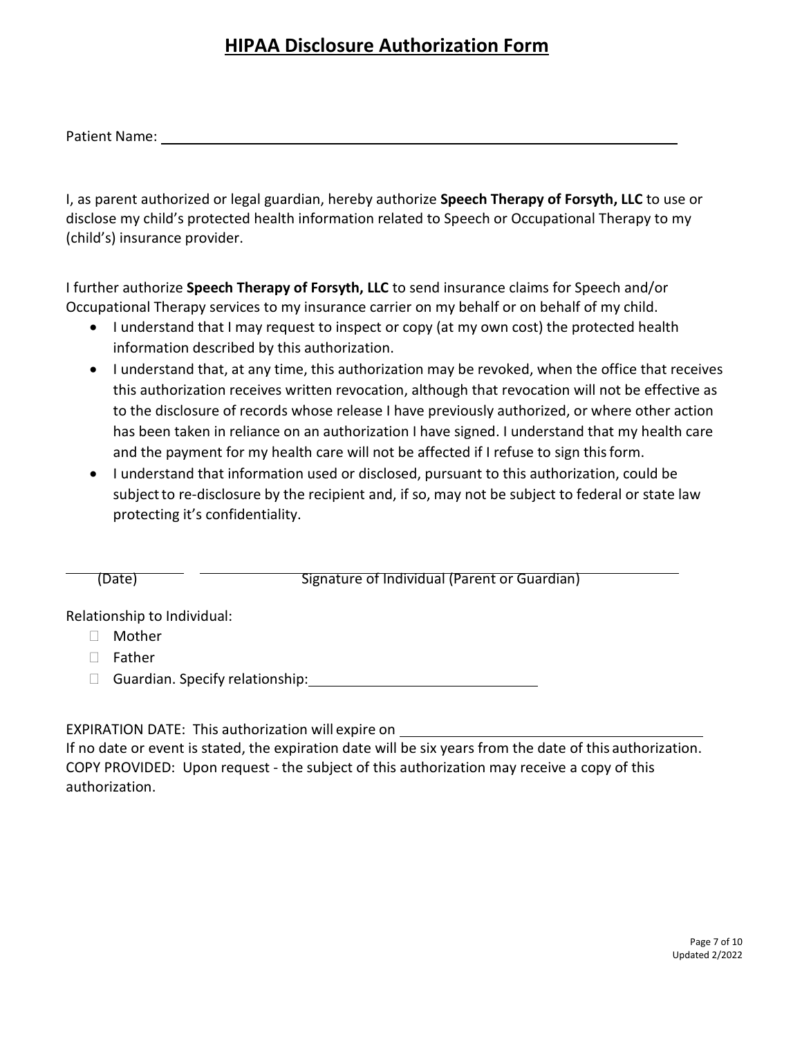# **HIPAA Disclosure Authorization Form**

Patient Name: ___________________________________________________________

I, as parent authorized or legal guardian, hereby authorize **Speech Therapy of Forsyth, LLC** to use or disclose my child's protected health information related to Speech or Occupational Therapy to my (child's) insurance provider.

I further authorize **Speech Therapy of Forsyth, LLC** to send insurance claims for Speech and/or Occupational Therapy services to my insurance carrier on my behalf or on behalf of my child.

- I understand that I may request to inspect or copy (at my own cost) the protected health information described by this authorization.
- I understand that, at any time, this authorization may be revoked, when the office that receives this authorization receives written revocation, although that revocation will not be effective as to the disclosure of records whose release I have previously authorized, or where other action has been taken in reliance on an authorization I have signed. I understand that my health care and the payment for my health care will not be affected if I refuse to sign this form.
- I understand that information used or disclosed, pursuant to this authorization, could be subject to re-disclosure by the recipient and, if so, may not be subject to federal or state law protecting it's confidentiality.

______________ ______________________________________________________

(Date) Signature of Individual (Parent or Guardian)

Relationship to Individual:

- ☐ Mother
- ☐ Father
- ☐ Guardian. Specify relationship: ______________________________

EXPIRATION DATE: This authorization will expire on ________________________________

If no date or event is stated, the expiration date will be six years from the date of this authorization.

COPY PROVIDED: Upon request - the subject of this authorization may receive a copy of this authorization.

Updated 2/2022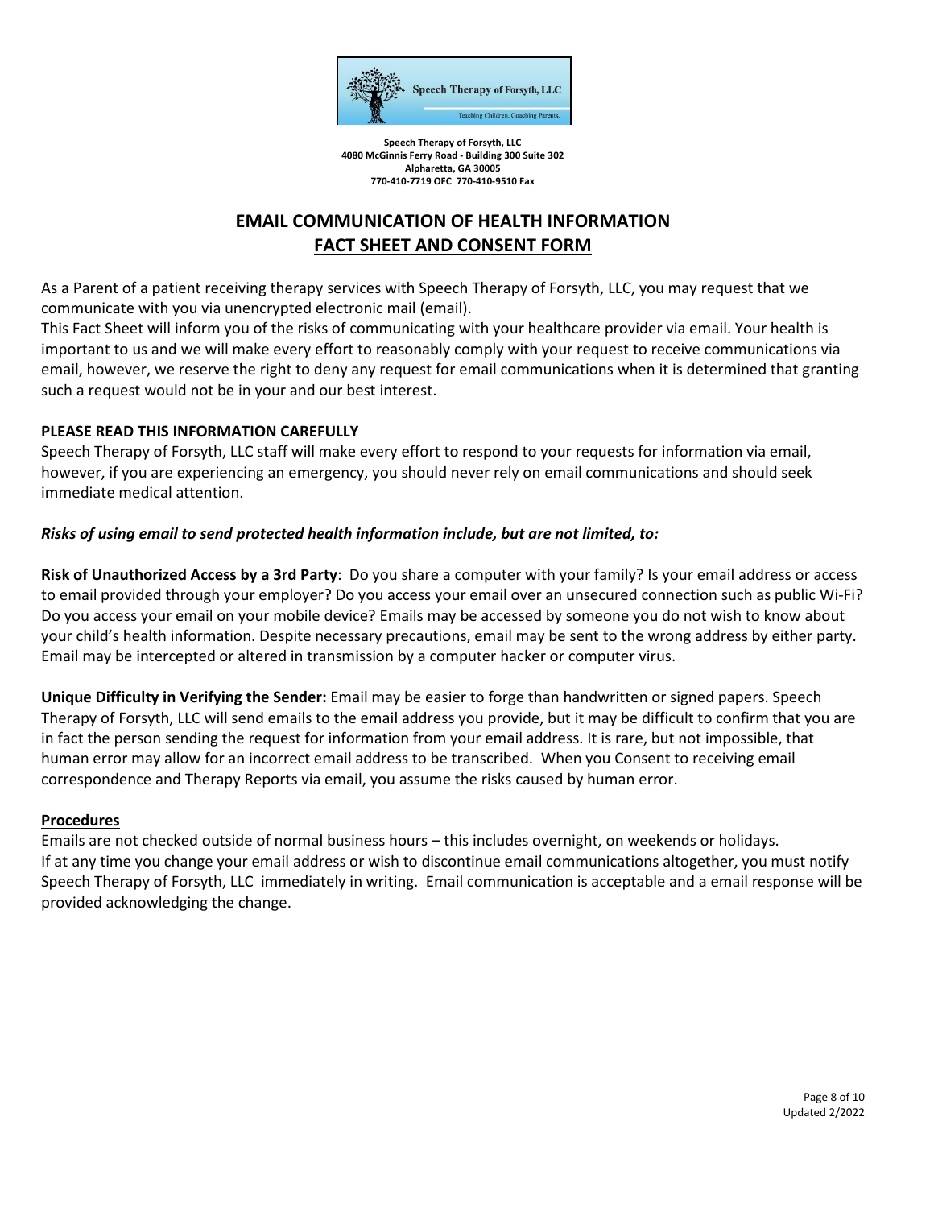**Speech Therapy of Forsyth, LLC**
**4080 McGinnis Ferry Road - Building 300 Suite 302**
**Alpharetta, GA 30005**
**770-410-7719 OFC 770-410-9510 Fax**

# EMAIL COMMUNICATION OF HEALTH INFORMATION

## FACT SHEET AND CONSENT FORM

As a Parent of a patient receiving therapy services with Speech Therapy of Forsyth, LLC, you may request that we communicate with you via unencrypted electronic mail (email).

This Fact Sheet will inform you of the risks of communicating with your healthcare provider via email. Your health is important to us and we will make every effort to reasonably comply with your request to receive communications via email, however, we reserve the right to deny any request for email communications when it is determined that granting such a request would not be in your and our best interest.

**PLEASE READ THIS INFORMATION CAREFULLY**

Speech Therapy of Forsyth, LLC staff will make every effort to respond to your requests for information via email, however, if you are experiencing an emergency, you should never rely on email communications and should seek immediate medical attention.

***Risks of using email to send protected health information include, but are not limited, to:***

**Risk of Unauthorized Access by a 3rd Party**: Do you share a computer with your family? Is your email address or access to email provided through your employer? Do you access your email over an unsecured connection such as public Wi-Fi? Do you access your email on your mobile device? Emails may be accessed by someone you do not wish to know about your child's health information. Despite necessary precautions, email may be sent to the wrong address by either party. Email may be intercepted or altered in transmission by a computer hacker or computer virus.

**Unique Difficulty in Verifying the Sender:** Email may be easier to forge than handwritten or signed papers. Speech Therapy of Forsyth, LLC will send emails to the email address you provide, but it may be difficult to confirm that you are in fact the person sending the request for information from your email address. It is rare, but not impossible, that human error may allow for an incorrect email address to be transcribed. When you Consent to receiving email correspondence and Therapy Reports via email, you assume the risks caused by human error.

**Procedures**

Emails are not checked outside of normal business hours – this includes overnight, on weekends or holidays.

If at any time you change your email address or wish to discontinue email communications altogether, you must notify Speech Therapy of Forsyth, LLC immediately in writing. Email communication is acceptable and a email response will be provided acknowledging the change.

Updated 2/2022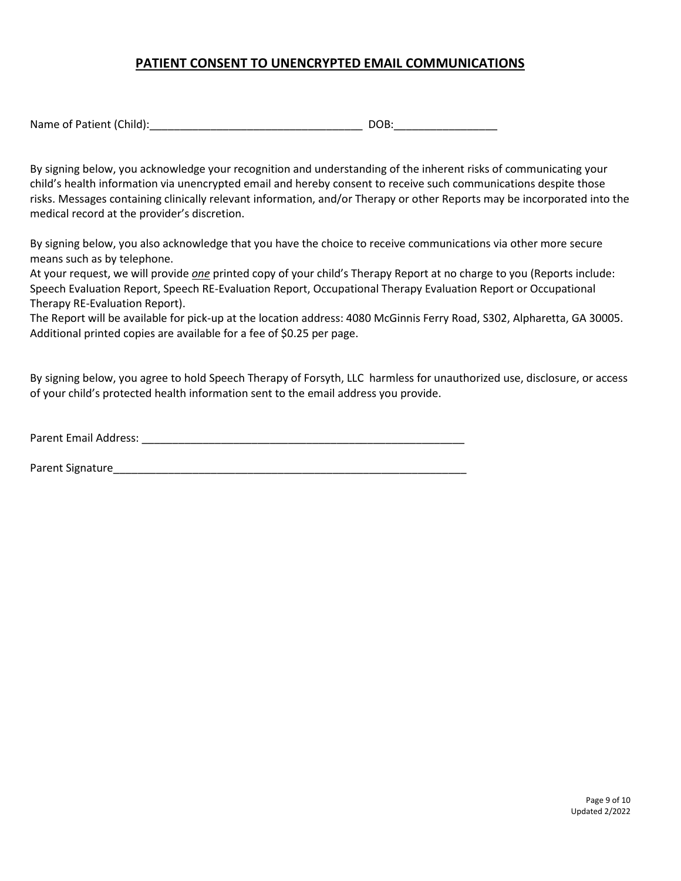## PATIENT CONSENT TO UNENCRYPTED EMAIL COMMUNICATIONS

Name of Patient (Child):___________________________________ DOB:_________________

By signing below, you acknowledge your recognition and understanding of the inherent risks of communicating your child's health information via unencrypted email and hereby consent to receive such communications despite those risks. Messages containing clinically relevant information, and/or Therapy or other Reports may be incorporated into the medical record at the provider's discretion.

By signing below, you also acknowledge that you have the choice to receive communications via other more secure means such as by telephone.
At your request, we will provide *one* printed copy of your child's Therapy Report at no charge to you (Reports include: Speech Evaluation Report, Speech RE-Evaluation Report, Occupational Therapy Evaluation Report or Occupational Therapy RE-Evaluation Report).
The Report will be available for pick-up at the location address: 4080 McGinnis Ferry Road, S302, Alpharetta, GA 30005. Additional printed copies are available for a fee of $0.25 per page.

By signing below, you agree to hold Speech Therapy of Forsyth, LLC harmless for unauthorized use, disclosure, or access of your child's protected health information sent to the email address you provide.

Parent Email Address: _______________________________________________________

Parent Signature____________________________________________________________

Updated 2/2022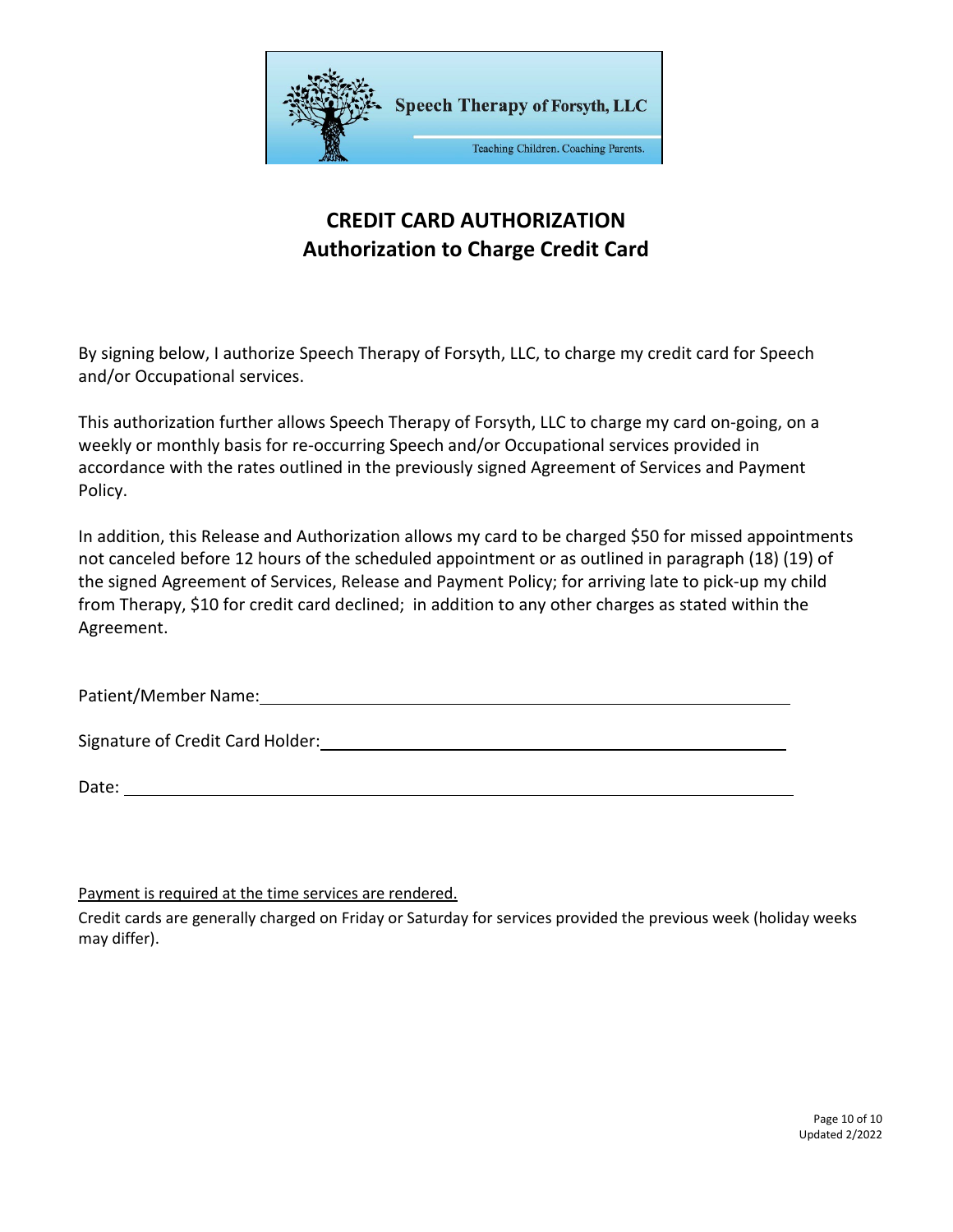Speech Therapy of Forsyth, LLC

Teaching Children. Coaching Parents.

# CREDIT CARD AUTHORIZATION

## Authorization to Charge Credit Card

By signing below, I authorize Speech Therapy of Forsyth, LLC, to charge my credit card for Speech and/or Occupational services.

This authorization further allows Speech Therapy of Forsyth, LLC to charge my card on-going, on a weekly or monthly basis for re-occurring Speech and/or Occupational services provided in accordance with the rates outlined in the previously signed Agreement of Services and Payment Policy.

In addition, this Release and Authorization allows my card to be charged $50 for missed appointments not canceled before 12 hours of the scheduled appointment or as outlined in paragraph (18) (19) of the signed Agreement of Services, Release and Payment Policy; for arriving late to pick-up my child from Therapy, $10 for credit card declined; in addition to any other charges as stated within the Agreement.

Patient/Member Name: ______________________________

Signature of Credit Card Holder: ______________________________

Date: ______________________________

<u>Payment is required at the time services are rendered.</u>

Credit cards are generally charged on Friday or Saturday for services provided the previous week (holiday weeks may differ).

Updated 2/2022